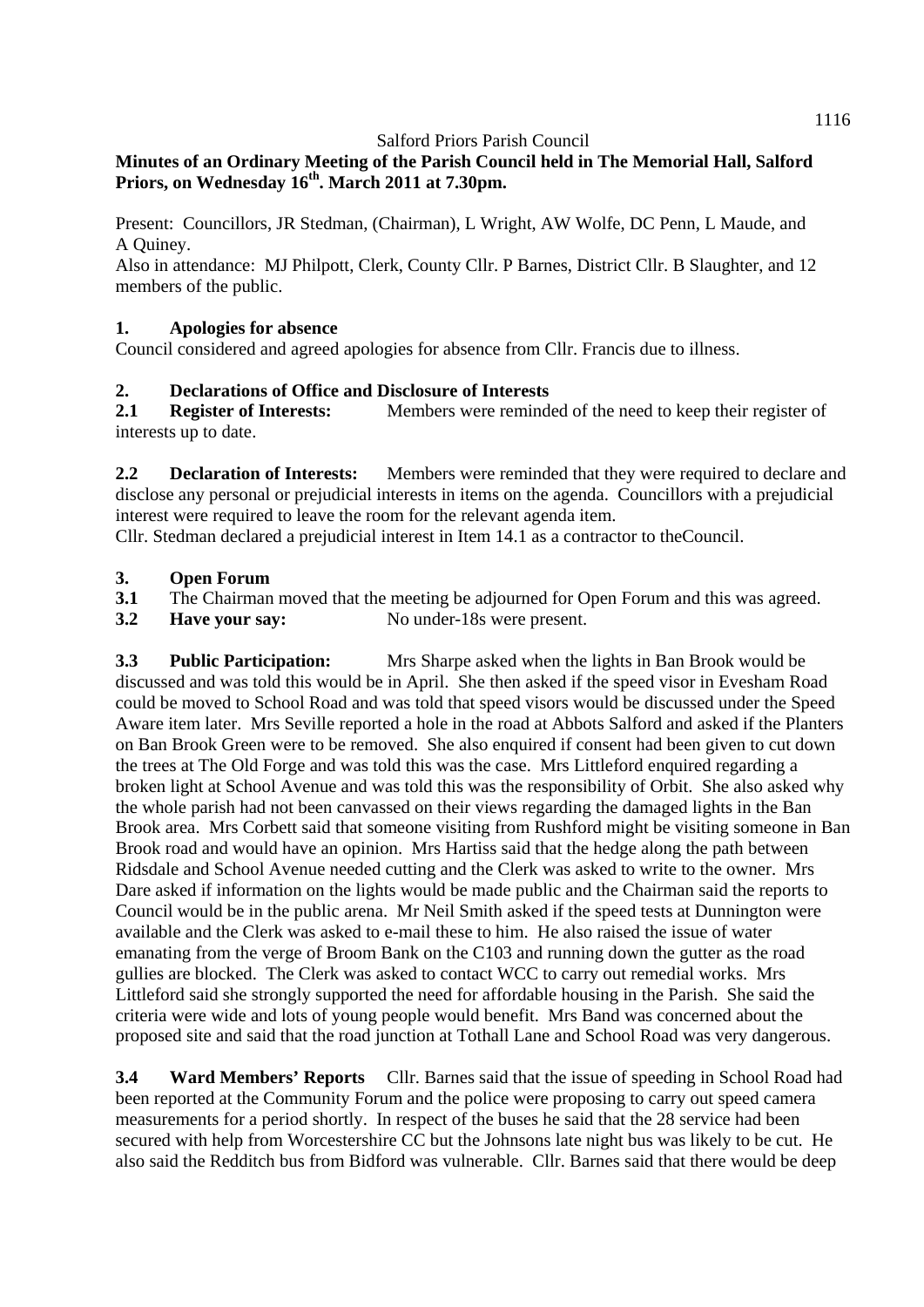Salford Priors Parish Council

**Minutes of an Ordinary Meeting of the Parish Council held in The Memorial Hall, Salford Priors, on Wednesday 16th. March 2011 at 7.30pm.**

Present: Councillors, JR Stedman, (Chairman), L Wright, AW Wolfe, DC Penn, L Maude, and A Quiney.

Also in attendance: MJ Philpott, Clerk, County Cllr. P Barnes, District Cllr. B Slaughter, and 12 members of the public.

## 1. Apologies for absence

Council considered and agreed apologies for absence from Cllr. Francis due to illness.

## 2. Declarations of Office and Disclosure of Interests

**2.1 Register of Interests:** Members were reminded of the need to keep their register of interests up to date.

**2.2 Declaration of Interests:** Members were reminded that they were required to declare and disclose any personal or prejudicial interests in items on the agenda. Councillors with a prejudicial interest were required to leave the room for the relevant agenda item.

Cllr. Stedman declared a prejudicial interest in Item 14.1 as a contractor to theCouncil.

## 3. Open Forum

**3.1** The Chairman moved that the meeting be adjourned for Open Forum and this was agreed.

**3.2 Have your say:** No under-18s were present.

**3.3 Public Participation:** Mrs Sharpe asked when the lights in Ban Brook would be discussed and was told this would be in April. She then asked if the speed visor in Evesham Road could be moved to School Road and was told that speed visors would be discussed under the Speed Aware item later. Mrs Seville reported a hole in the road at Abbots Salford and asked if the Planters on Ban Brook Green were to be removed. She also enquired if consent had been given to cut down the trees at The Old Forge and was told this was the case. Mrs Littleford enquired regarding a broken light at School Avenue and was told this was the responsibility of Orbit. She also asked why the whole parish had not been canvassed on their views regarding the damaged lights in the Ban Brook area. Mrs Corbett said that someone visiting from Rushford might be visiting someone in Ban Brook road and would have an opinion. Mrs Hartiss said that the hedge along the path between Ridsdale and School Avenue needed cutting and the Clerk was asked to write to the owner. Mrs Dare asked if information on the lights would be made public and the Chairman said the reports to Council would be in the public arena. Mr Neil Smith asked if the speed tests at Dunnington were available and the Clerk was asked to e-mail these to him. He also raised the issue of water emanating from the verge of Broom Bank on the C103 and running down the gutter as the road gullies are blocked. The Clerk was asked to contact WCC to carry out remedial works. Mrs Littleford said she strongly supported the need for affordable housing in the Parish. She said the criteria were wide and lots of young people would benefit. Mrs Band was concerned about the proposed site and said that the road junction at Tothall Lane and School Road was very dangerous.

**3.4 Ward Members' Reports** Cllr. Barnes said that the issue of speeding in School Road had been reported at the Community Forum and the police were proposing to carry out speed camera measurements for a period shortly. In respect of the buses he said that the 28 service had been secured with help from Worcestershire CC but the Johnsons late night bus was likely to be cut. He also said the Redditch bus from Bidford was vulnerable. Cllr. Barnes said that there would be deep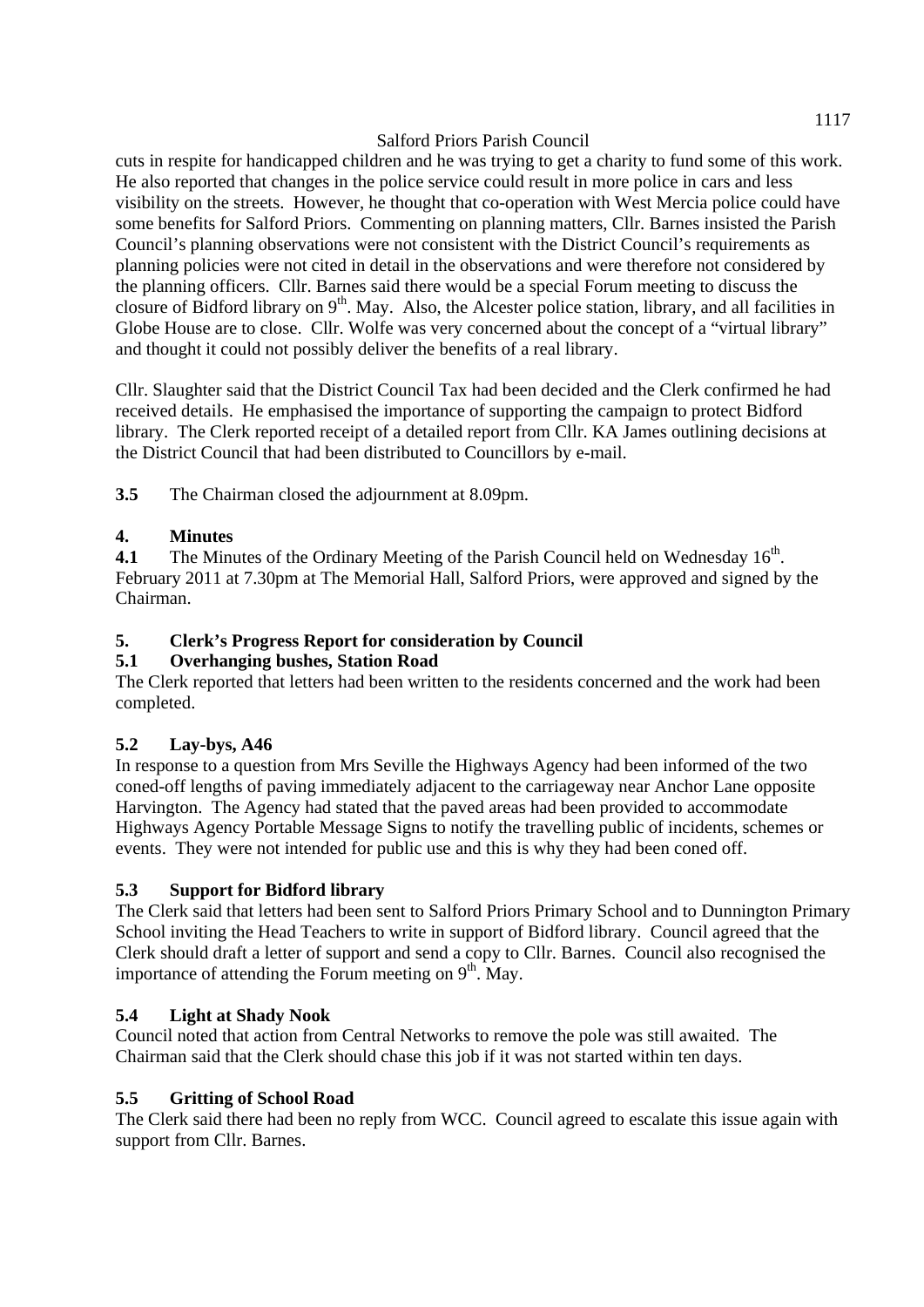cuts in respite for handicapped children and he was trying to get a charity to fund some of this work. He also reported that changes in the police service could result in more police in cars and less visibility on the streets. However, he thought that co-operation with West Mercia police could have some benefits for Salford Priors. Commenting on planning matters, Cllr. Barnes insisted the Parish Council's planning observations were not consistent with the District Council's requirements as planning policies were not cited in detail in the observations and were therefore not considered by the planning officers. Cllr. Barnes said there would be a special Forum meeting to discuss the closure of Bidford library on 9th. May. Also, the Alcester police station, library, and all facilities in Globe House are to close. Cllr. Wolfe was very concerned about the concept of a "virtual library" and thought it could not possibly deliver the benefits of a real library.

Cllr. Slaughter said that the District Council Tax had been decided and the Clerk confirmed he had received details. He emphasised the importance of supporting the campaign to protect Bidford library. The Clerk reported receipt of a detailed report from Cllr. KA James outlining decisions at the District Council that had been distributed to Councillors by e-mail.

**3.5** The Chairman closed the adjournment at 8.09pm.

## 4. Minutes

**4.1** The Minutes of the Ordinary Meeting of the Parish Council held on Wednesday 16th. February 2011 at 7.30pm at The Memorial Hall, Salford Priors, were approved and signed by the Chairman.

## 5. Clerk's Progress Report for consideration by Council

### 5.1 Overhanging bushes, Station Road

The Clerk reported that letters had been written to the residents concerned and the work had been completed.

### 5.2 Lay-bys, A46

In response to a question from Mrs Seville the Highways Agency had been informed of the two coned-off lengths of paving immediately adjacent to the carriageway near Anchor Lane opposite Harvington. The Agency had stated that the paved areas had been provided to accommodate Highways Agency Portable Message Signs to notify the travelling public of incidents, schemes or events. They were not intended for public use and this is why they had been coned off.

### 5.3 Support for Bidford library

The Clerk said that letters had been sent to Salford Priors Primary School and to Dunnington Primary School inviting the Head Teachers to write in support of Bidford library. Council agreed that the Clerk should draft a letter of support and send a copy to Cllr. Barnes. Council also recognised the importance of attending the Forum meeting on 9th. May.

### 5.4 Light at Shady Nook

Council noted that action from Central Networks to remove the pole was still awaited. The Chairman said that the Clerk should chase this job if it was not started within ten days.

### 5.5 Gritting of School Road

The Clerk said there had been no reply from WCC. Council agreed to escalate this issue again with support from Cllr. Barnes.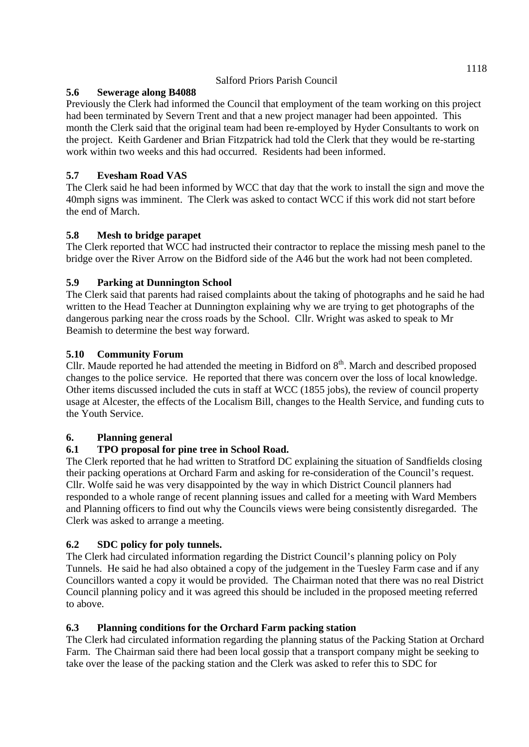### 5.6 Sewerage along B4088

Previously the Clerk had informed the Council that employment of the team working on this project had been terminated by Severn Trent and that a new project manager had been appointed. This month the Clerk said that the original team had been re-employed by Hyder Consultants to work on the project. Keith Gardener and Brian Fitzpatrick had told the Clerk that they would be re-starting work within two weeks and this had occurred. Residents had been informed.

### 5.7 Evesham Road VAS

The Clerk said he had been informed by WCC that day that the work to install the sign and move the 40mph signs was imminent. The Clerk was asked to contact WCC if this work did not start before the end of March.

### 5.8 Mesh to bridge parapet

The Clerk reported that WCC had instructed their contractor to replace the missing mesh panel to the bridge over the River Arrow on the Bidford side of the A46 but the work had not been completed.

### 5.9 Parking at Dunnington School

The Clerk said that parents had raised complaints about the taking of photographs and he said he had written to the Head Teacher at Dunnington explaining why we are trying to get photographs of the dangerous parking near the cross roads by the School. Cllr. Wright was asked to speak to Mr Beamish to determine the best way forward.

### 5.10 Community Forum

Cllr. Maude reported he had attended the meeting in Bidford on 8th. March and described proposed changes to the police service. He reported that there was concern over the loss of local knowledge. Other items discussed included the cuts in staff at WCC (1855 jobs), the review of council property usage at Alcester, the effects of the Localism Bill, changes to the Health Service, and funding cuts to the Youth Service.

## 6. Planning general

### 6.1 TPO proposal for pine tree in School Road.

The Clerk reported that he had written to Stratford DC explaining the situation of Sandfields closing their packing operations at Orchard Farm and asking for re-consideration of the Council's request. Cllr. Wolfe said he was very disappointed by the way in which District Council planners had responded to a whole range of recent planning issues and called for a meeting with Ward Members and Planning officers to find out why the Councils views were being consistently disregarded. The Clerk was asked to arrange a meeting.

### 6.2 SDC policy for poly tunnels.

The Clerk had circulated information regarding the District Council's planning policy on Poly Tunnels. He said he had also obtained a copy of the judgement in the Tuesley Farm case and if any Councillors wanted a copy it would be provided. The Chairman noted that there was no real District Council planning policy and it was agreed this should be included in the proposed meeting referred to above.

### 6.3 Planning conditions for the Orchard Farm packing station

The Clerk had circulated information regarding the planning status of the Packing Station at Orchard Farm. The Chairman said there had been local gossip that a transport company might be seeking to take over the lease of the packing station and the Clerk was asked to refer this to SDC for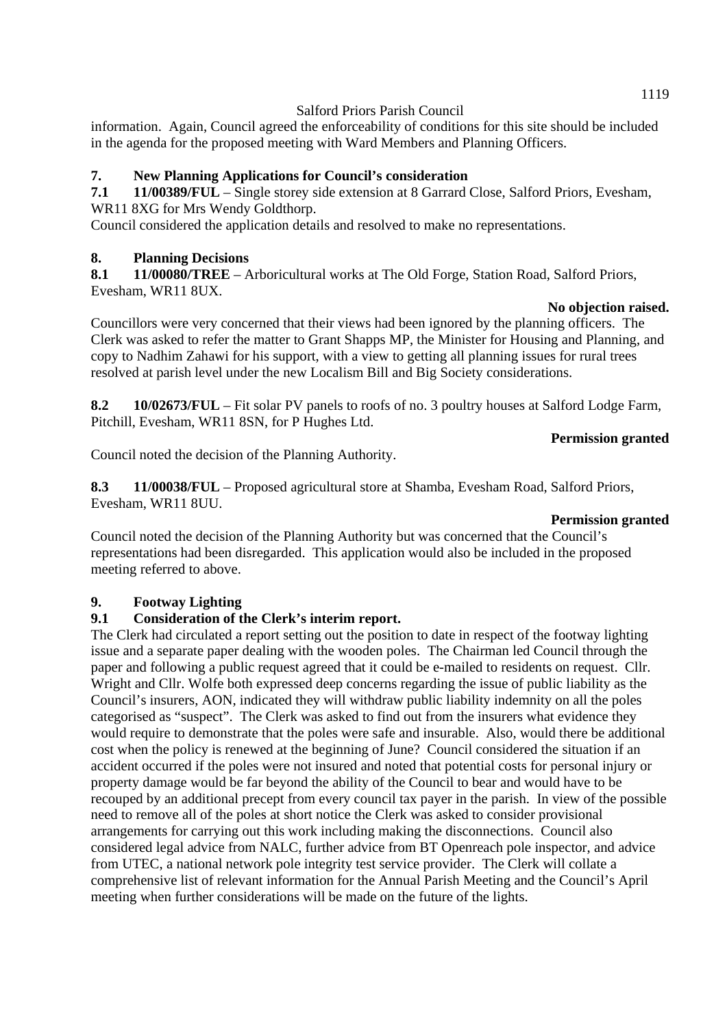information. Again, Council agreed the enforceability of conditions for this site should be included in the agenda for the proposed meeting with Ward Members and Planning Officers.

## 7. New Planning Applications for Council's consideration

**7.1 11/00389/FUL** – Single storey side extension at 8 Garrard Close, Salford Priors, Evesham, WR11 8XG for Mrs Wendy Goldthorp.

Council considered the application details and resolved to make no representations.

## 8. Planning Decisions

**8.1 11/00080/TREE** – Arboricultural works at The Old Forge, Station Road, Salford Priors, Evesham, WR11 8UX.

**No objection raised.**

Councillors were very concerned that their views had been ignored by the planning officers. The Clerk was asked to refer the matter to Grant Shapps MP, the Minister for Housing and Planning, and copy to Nadhim Zahawi for his support, with a view to getting all planning issues for rural trees resolved at parish level under the new Localism Bill and Big Society considerations.

**8.2 10/02673/FUL** – Fit solar PV panels to roofs of no. 3 poultry houses at Salford Lodge Farm, Pitchill, Evesham, WR11 8SN, for P Hughes Ltd.

**Permission granted**

Council noted the decision of the Planning Authority.

**8.3 11/00038/FUL** – Proposed agricultural store at Shamba, Evesham Road, Salford Priors, Evesham, WR11 8UU.

**Permission granted**

Council noted the decision of the Planning Authority but was concerned that the Council's representations had been disregarded. This application would also be included in the proposed meeting referred to above.

## 9. Footway Lighting

### 9.1 Consideration of the Clerk's interim report.

The Clerk had circulated a report setting out the position to date in respect of the footway lighting issue and a separate paper dealing with the wooden poles. The Chairman led Council through the paper and following a public request agreed that it could be e-mailed to residents on request. Cllr. Wright and Cllr. Wolfe both expressed deep concerns regarding the issue of public liability as the Council's insurers, AON, indicated they will withdraw public liability indemnity on all the poles categorised as "suspect". The Clerk was asked to find out from the insurers what evidence they would require to demonstrate that the poles were safe and insurable. Also, would there be additional cost when the policy is renewed at the beginning of June? Council considered the situation if an accident occurred if the poles were not insured and noted that potential costs for personal injury or property damage would be far beyond the ability of the Council to bear and would have to be recouped by an additional precept from every council tax payer in the parish. In view of the possible need to remove all of the poles at short notice the Clerk was asked to consider provisional arrangements for carrying out this work including making the disconnections. Council also considered legal advice from NALC, further advice from BT Openreach pole inspector, and advice from UTEC, a national network pole integrity test service provider. The Clerk will collate a comprehensive list of relevant information for the Annual Parish Meeting and the Council's April meeting when further considerations will be made on the future of the lights.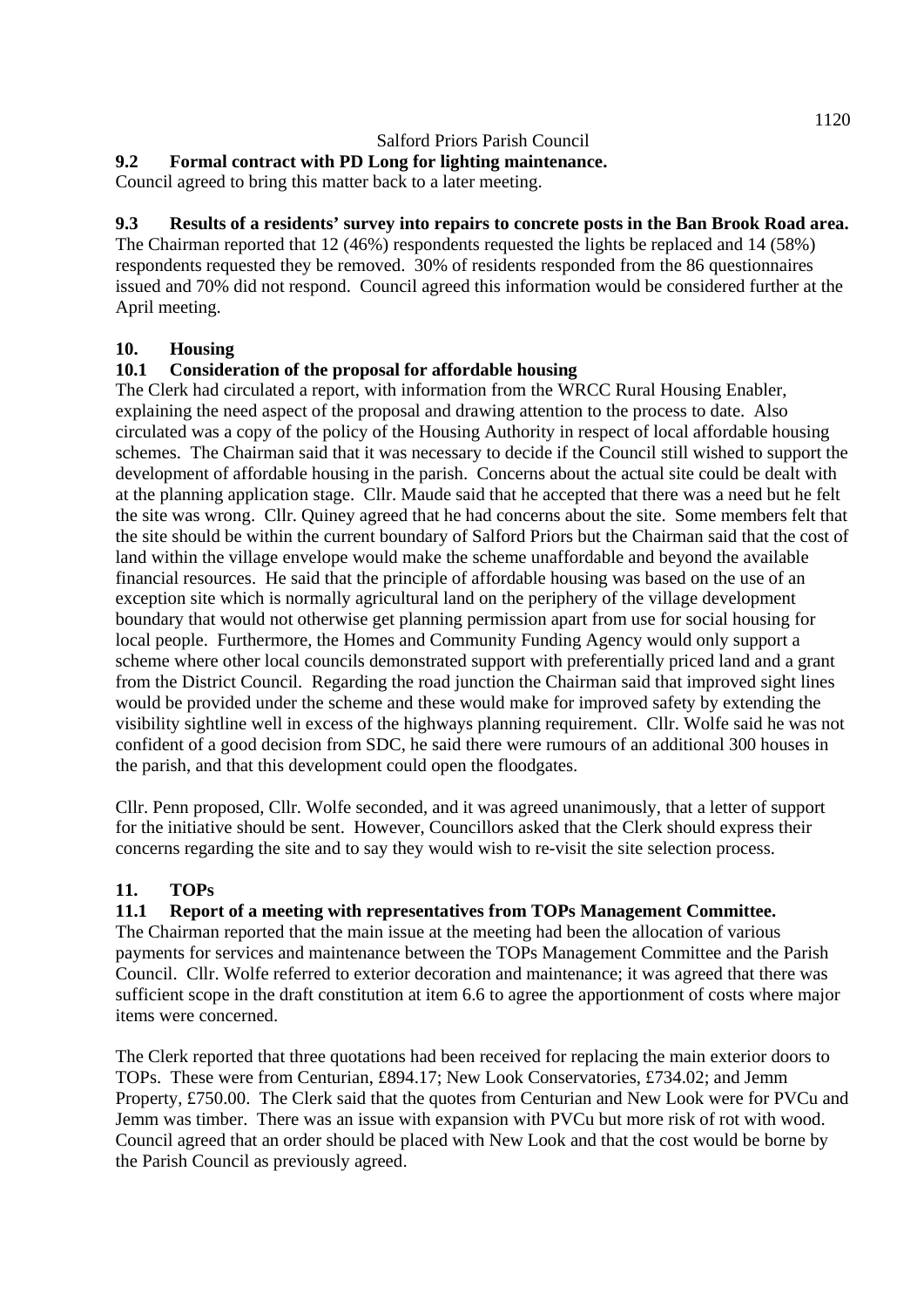**9.2 Formal contract with PD Long for lighting maintenance.**

Council agreed to bring this matter back to a later meeting.

**9.3 Results of a residents' survey into repairs to concrete posts in the Ban Brook Road area.**

The Chairman reported that 12 (46%) respondents requested the lights be replaced and 14 (58%) respondents requested they be removed. 30% of residents responded from the 86 questionnaires issued and 70% did not respond. Council agreed this information would be considered further at the April meeting.

## 10. Housing

### 10.1 Consideration of the proposal for affordable housing

The Clerk had circulated a report, with information from the WRCC Rural Housing Enabler, explaining the need aspect of the proposal and drawing attention to the process to date. Also circulated was a copy of the policy of the Housing Authority in respect of local affordable housing schemes. The Chairman said that it was necessary to decide if the Council still wished to support the development of affordable housing in the parish. Concerns about the actual site could be dealt with at the planning application stage. Cllr. Maude said that he accepted that there was a need but he felt the site was wrong. Cllr. Quiney agreed that he had concerns about the site. Some members felt that the site should be within the current boundary of Salford Priors but the Chairman said that the cost of land within the village envelope would make the scheme unaffordable and beyond the available financial resources. He said that the principle of affordable housing was based on the use of an exception site which is normally agricultural land on the periphery of the village development boundary that would not otherwise get planning permission apart from use for social housing for local people. Furthermore, the Homes and Community Funding Agency would only support a scheme where other local councils demonstrated support with preferentially priced land and a grant from the District Council. Regarding the road junction the Chairman said that improved sight lines would be provided under the scheme and these would make for improved safety by extending the visibility sightline well in excess of the highways planning requirement. Cllr. Wolfe said he was not confident of a good decision from SDC, he said there were rumours of an additional 300 houses in the parish, and that this development could open the floodgates.

Cllr. Penn proposed, Cllr. Wolfe seconded, and it was agreed unanimously, that a letter of support for the initiative should be sent. However, Councillors asked that the Clerk should express their concerns regarding the site and to say they would wish to re-visit the site selection process.

## 11. TOPs

### 11.1 Report of a meeting with representatives from TOPs Management Committee.

The Chairman reported that the main issue at the meeting had been the allocation of various payments for services and maintenance between the TOPs Management Committee and the Parish Council. Cllr. Wolfe referred to exterior decoration and maintenance; it was agreed that there was sufficient scope in the draft constitution at item 6.6 to agree the apportionment of costs where major items were concerned.

The Clerk reported that three quotations had been received for replacing the main exterior doors to TOPs. These were from Centurian, £894.17; New Look Conservatories, £734.02; and Jemm Property, £750.00. The Clerk said that the quotes from Centurian and New Look were for PVCu and Jemm was timber. There was an issue with expansion with PVCu but more risk of rot with wood. Council agreed that an order should be placed with New Look and that the cost would be borne by the Parish Council as previously agreed.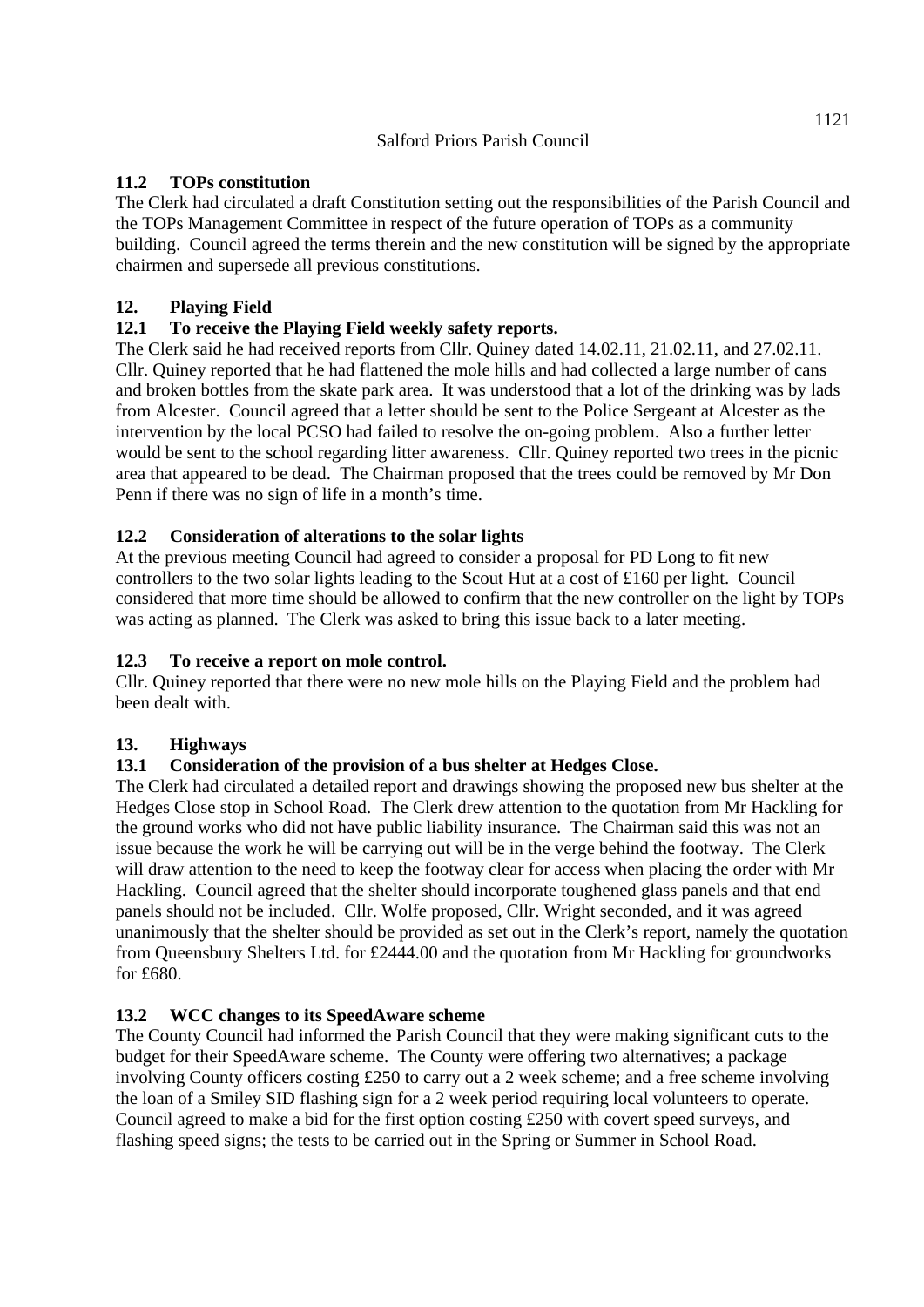### 11.2 TOPs constitution

The Clerk had circulated a draft Constitution setting out the responsibilities of the Parish Council and the TOPs Management Committee in respect of the future operation of TOPs as a community building. Council agreed the terms therein and the new constitution will be signed by the appropriate chairmen and supersede all previous constitutions.

## 12. Playing Field

### 12.1 To receive the Playing Field weekly safety reports.

The Clerk said he had received reports from Cllr. Quiney dated 14.02.11, 21.02.11, and 27.02.11. Cllr. Quiney reported that he had flattened the mole hills and had collected a large number of cans and broken bottles from the skate park area. It was understood that a lot of the drinking was by lads from Alcester. Council agreed that a letter should be sent to the Police Sergeant at Alcester as the intervention by the local PCSO had failed to resolve the on-going problem. Also a further letter would be sent to the school regarding litter awareness. Cllr. Quiney reported two trees in the picnic area that appeared to be dead. The Chairman proposed that the trees could be removed by Mr Don Penn if there was no sign of life in a month's time.

### 12.2 Consideration of alterations to the solar lights

At the previous meeting Council had agreed to consider a proposal for PD Long to fit new controllers to the two solar lights leading to the Scout Hut at a cost of £160 per light. Council considered that more time should be allowed to confirm that the new controller on the light by TOPs was acting as planned. The Clerk was asked to bring this issue back to a later meeting.

### 12.3 To receive a report on mole control.

Cllr. Quiney reported that there were no new mole hills on the Playing Field and the problem had been dealt with.

## 13. Highways

### 13.1 Consideration of the provision of a bus shelter at Hedges Close.

The Clerk had circulated a detailed report and drawings showing the proposed new bus shelter at the Hedges Close stop in School Road. The Clerk drew attention to the quotation from Mr Hackling for the ground works who did not have public liability insurance. The Chairman said this was not an issue because the work he will be carrying out will be in the verge behind the footway. The Clerk will draw attention to the need to keep the footway clear for access when placing the order with Mr Hackling. Council agreed that the shelter should incorporate toughened glass panels and that end panels should not be included. Cllr. Wolfe proposed, Cllr. Wright seconded, and it was agreed unanimously that the shelter should be provided as set out in the Clerk's report, namely the quotation from Queensbury Shelters Ltd. for £2444.00 and the quotation from Mr Hackling for groundworks for £680.

### 13.2 WCC changes to its SpeedAware scheme

The County Council had informed the Parish Council that they were making significant cuts to the budget for their SpeedAware scheme. The County were offering two alternatives; a package involving County officers costing £250 to carry out a 2 week scheme; and a free scheme involving the loan of a Smiley SID flashing sign for a 2 week period requiring local volunteers to operate. Council agreed to make a bid for the first option costing £250 with covert speed surveys, and flashing speed signs; the tests to be carried out in the Spring or Summer in School Road.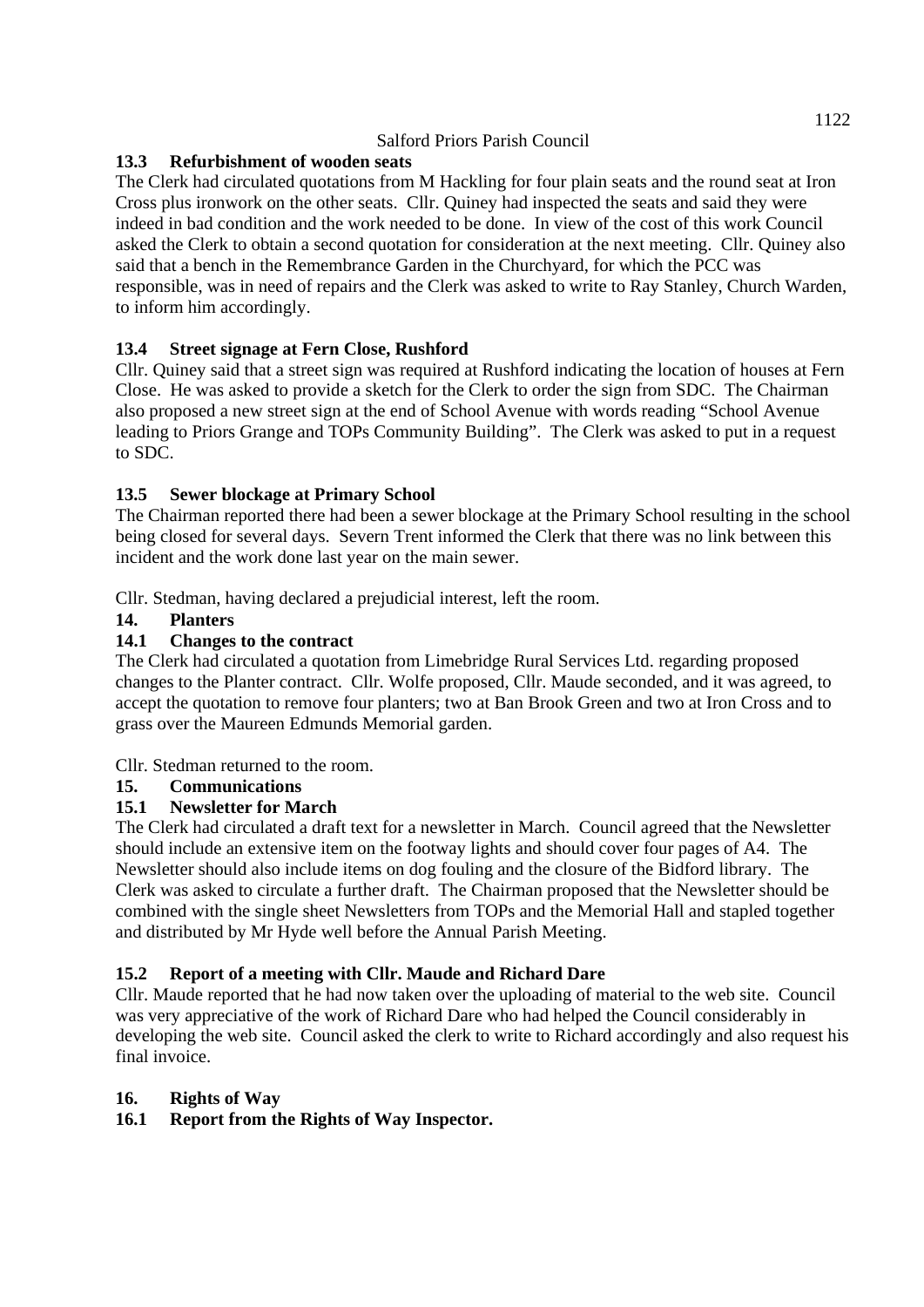### 13.3 Refurbishment of wooden seats

The Clerk had circulated quotations from M Hackling for four plain seats and the round seat at Iron Cross plus ironwork on the other seats. Cllr. Quiney had inspected the seats and said they were indeed in bad condition and the work needed to be done. In view of the cost of this work Council asked the Clerk to obtain a second quotation for consideration at the next meeting. Cllr. Quiney also said that a bench in the Remembrance Garden in the Churchyard, for which the PCC was responsible, was in need of repairs and the Clerk was asked to write to Ray Stanley, Church Warden, to inform him accordingly.

### 13.4 Street signage at Fern Close, Rushford

Cllr. Quiney said that a street sign was required at Rushford indicating the location of houses at Fern Close. He was asked to provide a sketch for the Clerk to order the sign from SDC. The Chairman also proposed a new street sign at the end of School Avenue with words reading "School Avenue leading to Priors Grange and TOPs Community Building". The Clerk was asked to put in a request to SDC.

### 13.5 Sewer blockage at Primary School

The Chairman reported there had been a sewer blockage at the Primary School resulting in the school being closed for several days. Severn Trent informed the Clerk that there was no link between this incident and the work done last year on the main sewer.

Cllr. Stedman, having declared a prejudicial interest, left the room.

## 14. Planters

### 14.1 Changes to the contract

The Clerk had circulated a quotation from Limebridge Rural Services Ltd. regarding proposed changes to the Planter contract. Cllr. Wolfe proposed, Cllr. Maude seconded, and it was agreed, to accept the quotation to remove four planters; two at Ban Brook Green and two at Iron Cross and to grass over the Maureen Edmunds Memorial garden.

Cllr. Stedman returned to the room.

## 15. Communications

### 15.1 Newsletter for March

The Clerk had circulated a draft text for a newsletter in March. Council agreed that the Newsletter should include an extensive item on the footway lights and should cover four pages of A4. The Newsletter should also include items on dog fouling and the closure of the Bidford library. The Clerk was asked to circulate a further draft. The Chairman proposed that the Newsletter should be combined with the single sheet Newsletters from TOPs and the Memorial Hall and stapled together and distributed by Mr Hyde well before the Annual Parish Meeting.

### 15.2 Report of a meeting with Cllr. Maude and Richard Dare

Cllr. Maude reported that he had now taken over the uploading of material to the web site. Council was very appreciative of the work of Richard Dare who had helped the Council considerably in developing the web site. Council asked the clerk to write to Richard accordingly and also request his final invoice.

## 16. Rights of Way

### 16.1 Report from the Rights of Way Inspector.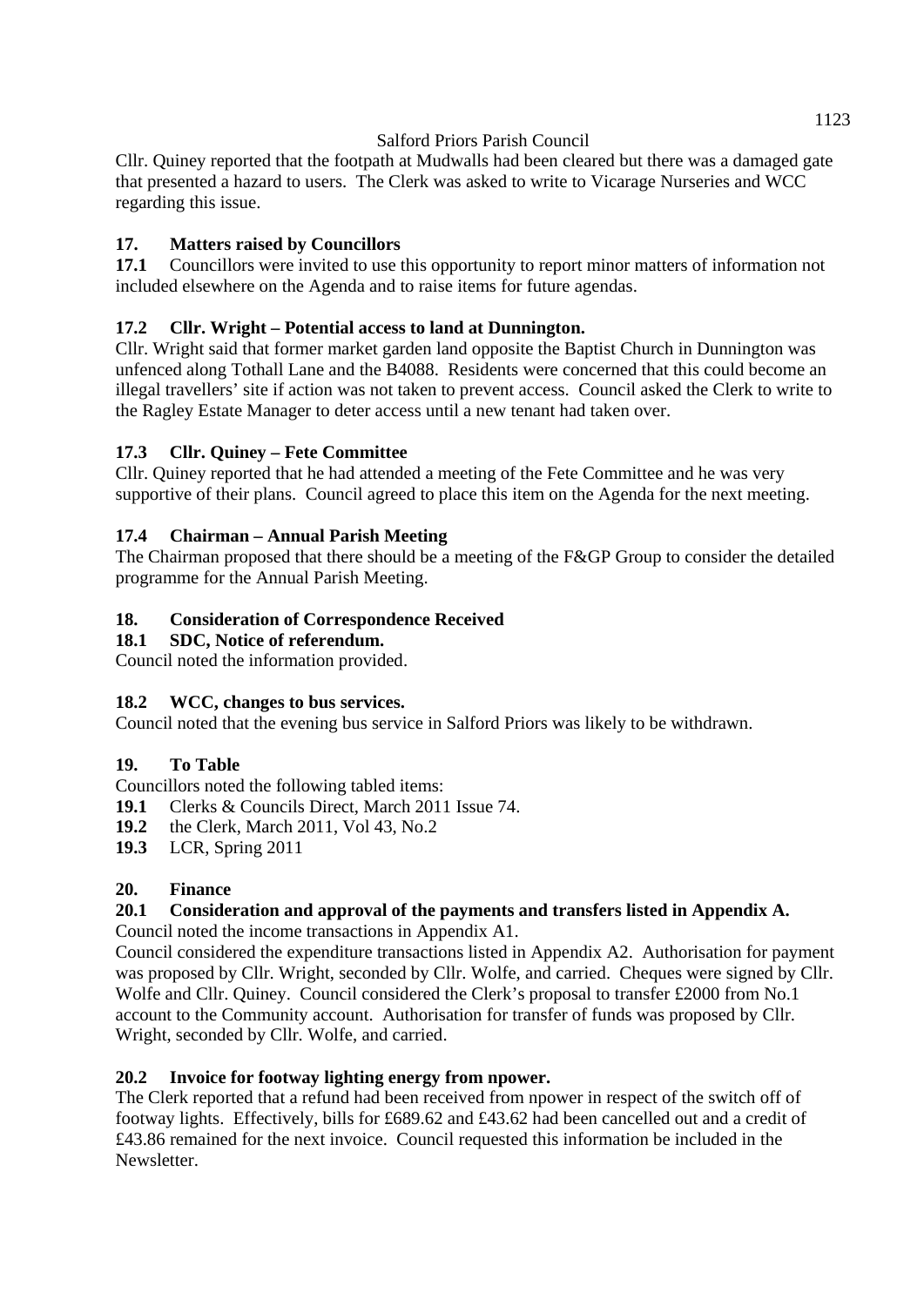Cllr. Quiney reported that the footpath at Mudwalls had been cleared but there was a damaged gate that presented a hazard to users. The Clerk was asked to write to Vicarage Nurseries and WCC regarding this issue.

### 17. Matters raised by Councillors

**17.1** Councillors were invited to use this opportunity to report minor matters of information not included elsewhere on the Agenda and to raise items for future agendas.

### 17.2 Cllr. Wright – Potential access to land at Dunnington.

Cllr. Wright said that former market garden land opposite the Baptist Church in Dunnington was unfenced along Tothall Lane and the B4088. Residents were concerned that this could become an illegal travellers' site if action was not taken to prevent access. Council asked the Clerk to write to the Ragley Estate Manager to deter access until a new tenant had taken over.

### 17.3 Cllr. Quiney – Fete Committee

Cllr. Quiney reported that he had attended a meeting of the Fete Committee and he was very supportive of their plans. Council agreed to place this item on the Agenda for the next meeting.

### 17.4 Chairman – Annual Parish Meeting

The Chairman proposed that there should be a meeting of the F&GP Group to consider the detailed programme for the Annual Parish Meeting.

### 18. Consideration of Correspondence Received

### 18.1 SDC, Notice of referendum.

Council noted the information provided.

### 18.2 WCC, changes to bus services.

Council noted that the evening bus service in Salford Priors was likely to be withdrawn.

### 19. To Table

Councillors noted the following tabled items:

**19.1** Clerks & Councils Direct, March 2011 Issue 74.
**19.2** the Clerk, March 2011, Vol 43, No.2
**19.3** LCR, Spring 2011

### 20. Finance

### 20.1 Consideration and approval of the payments and transfers listed in Appendix A.

Council noted the income transactions in Appendix A1.

Council considered the expenditure transactions listed in Appendix A2. Authorisation for payment was proposed by Cllr. Wright, seconded by Cllr. Wolfe, and carried. Cheques were signed by Cllr. Wolfe and Cllr. Quiney. Council considered the Clerk's proposal to transfer £2000 from No.1 account to the Community account. Authorisation for transfer of funds was proposed by Cllr. Wright, seconded by Cllr. Wolfe, and carried.

### 20.2 Invoice for footway lighting energy from npower.

The Clerk reported that a refund had been received from npower in respect of the switch off of footway lights. Effectively, bills for £689.62 and £43.62 had been cancelled out and a credit of £43.86 remained for the next invoice. Council requested this information be included in the Newsletter.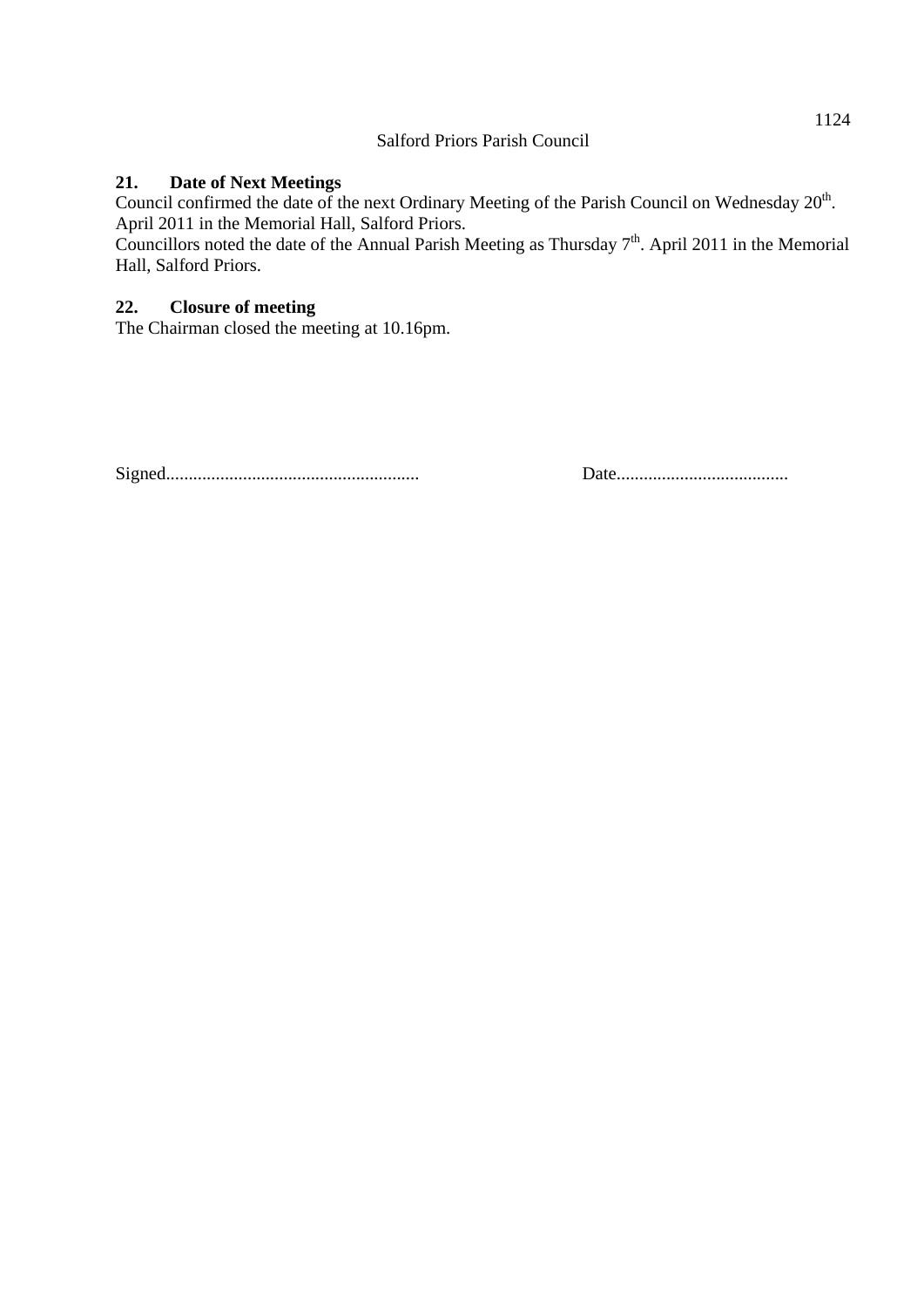Salford Priors Parish Council

**21. Date of Next Meetings**

Council confirmed the date of the next Ordinary Meeting of the Parish Council on Wednesday 20th. April 2011 in the Memorial Hall, Salford Priors.

Councillors noted the date of the Annual Parish Meeting as Thursday 7th. April 2011 in the Memorial Hall, Salford Priors.

**22. Closure of meeting**

The Chairman closed the meeting at 10.16pm.

Signed........................................................ Date......................................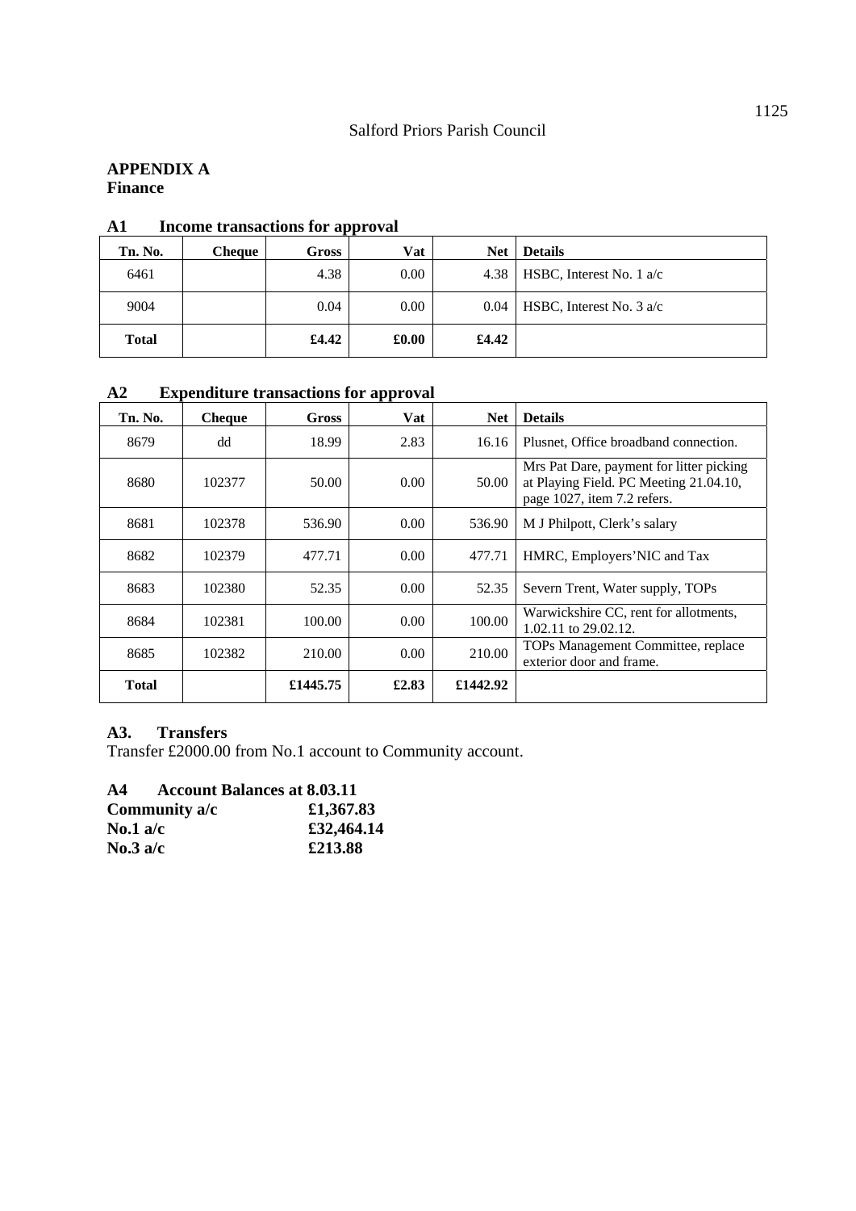## APPENDIX A
**Finance**

### A1 Income transactions for approval

| Tn. No. | Cheque | Gross | Vat | Net | Details |
|---|---|---|---|---|---|
| 6461 | | 4.38 | 0.00 | 4.38 | HSBC, Interest No. 1 a/c |
| 9004 | | 0.04 | 0.00 | 0.04 | HSBC, Interest No. 3 a/c |
| **Total** | | **£4.42** | **£0.00** | **£4.42** | |

### A2 Expenditure transactions for approval

| Tn. No. | Cheque | Gross | Vat | Net | Details |
|---|---|---|---|---|---|
| 8679 | dd | 18.99 | 2.83 | 16.16 | Plusnet, Office broadband connection. |
| 8680 | 102377 | 50.00 | 0.00 | 50.00 | Mrs Pat Dare, payment for litter picking at Playing Field. PC Meeting 21.04.10, page 1027, item 7.2 refers. |
| 8681 | 102378 | 536.90 | 0.00 | 536.90 | M J Philpott, Clerk's salary |
| 8682 | 102379 | 477.71 | 0.00 | 477.71 | HMRC, Employers'NIC and Tax |
| 8683 | 102380 | 52.35 | 0.00 | 52.35 | Severn Trent, Water supply, TOPs |
| 8684 | 102381 | 100.00 | 0.00 | 100.00 | Warwickshire CC, rent for allotments, 1.02.11 to 29.02.12. |
| 8685 | 102382 | 210.00 | 0.00 | 210.00 | TOPs Management Committee, replace exterior door and frame. |
| **Total** | | **£1445.75** | **£2.83** | **£1442.92** | |

### A3. Transfers
Transfer £2000.00 from No.1 account to Community account.

### A4 Account Balances at 8.03.11

| | |
|---|---|
| **Community a/c** | **£1,367.83** |
| **No.1 a/c** | **£32,464.14** |
| **No.3 a/c** | **£213.88** |